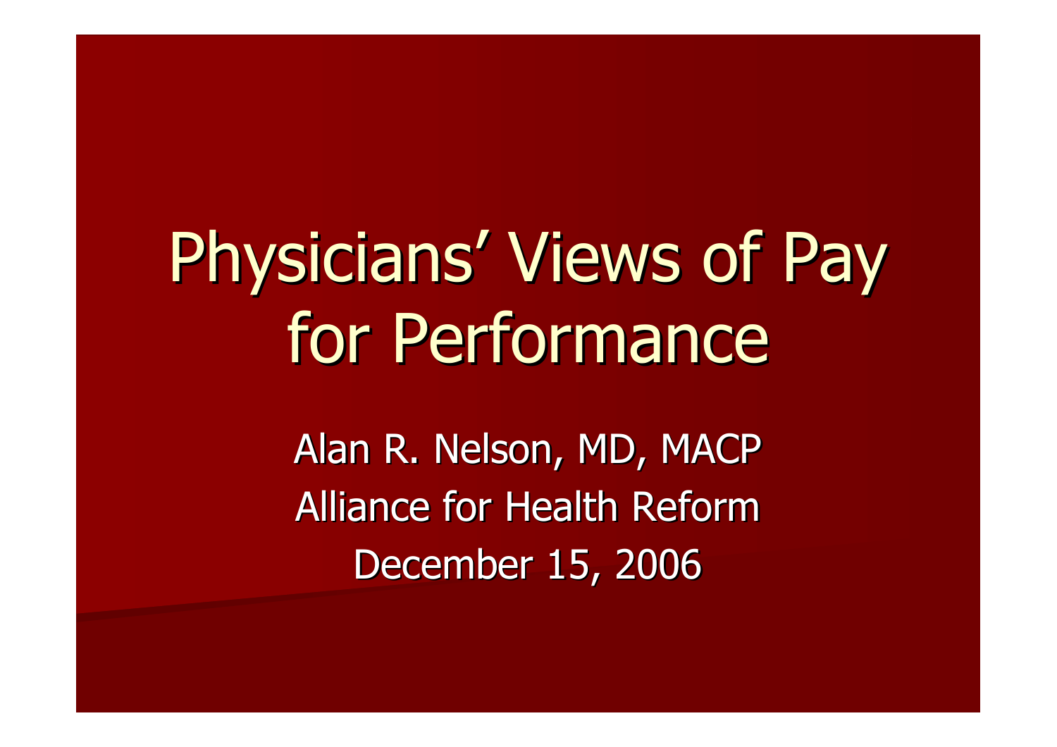# Physicians' Views of Pay for Performance

Alan R. Nelson, MD, MACP

Alliance for Health Reform

December 15, 2006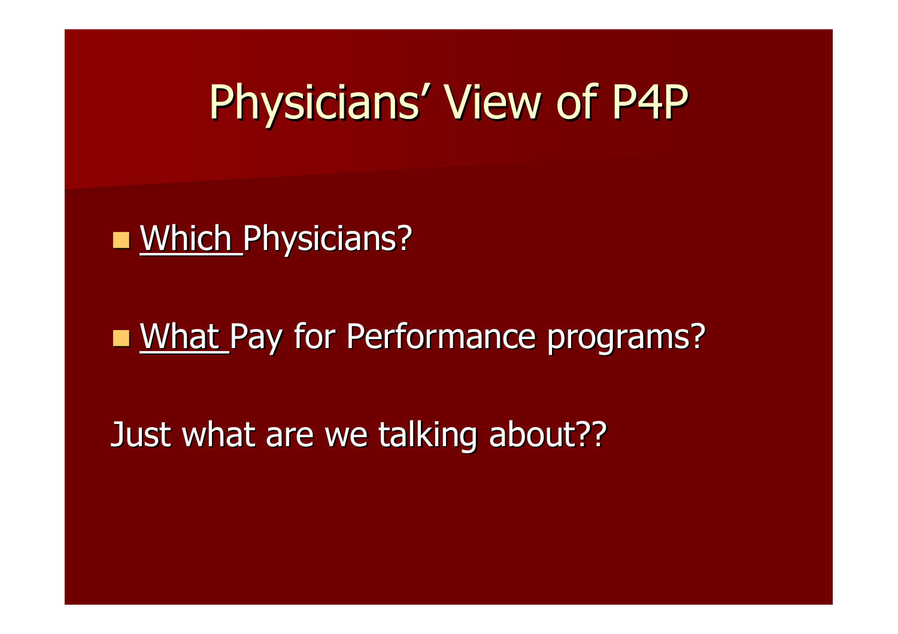# Physicians' View of P4P

- <u>Which</u> Physicians?
- <u>What</u> Pay for Performance programs?

Just what are we talking about??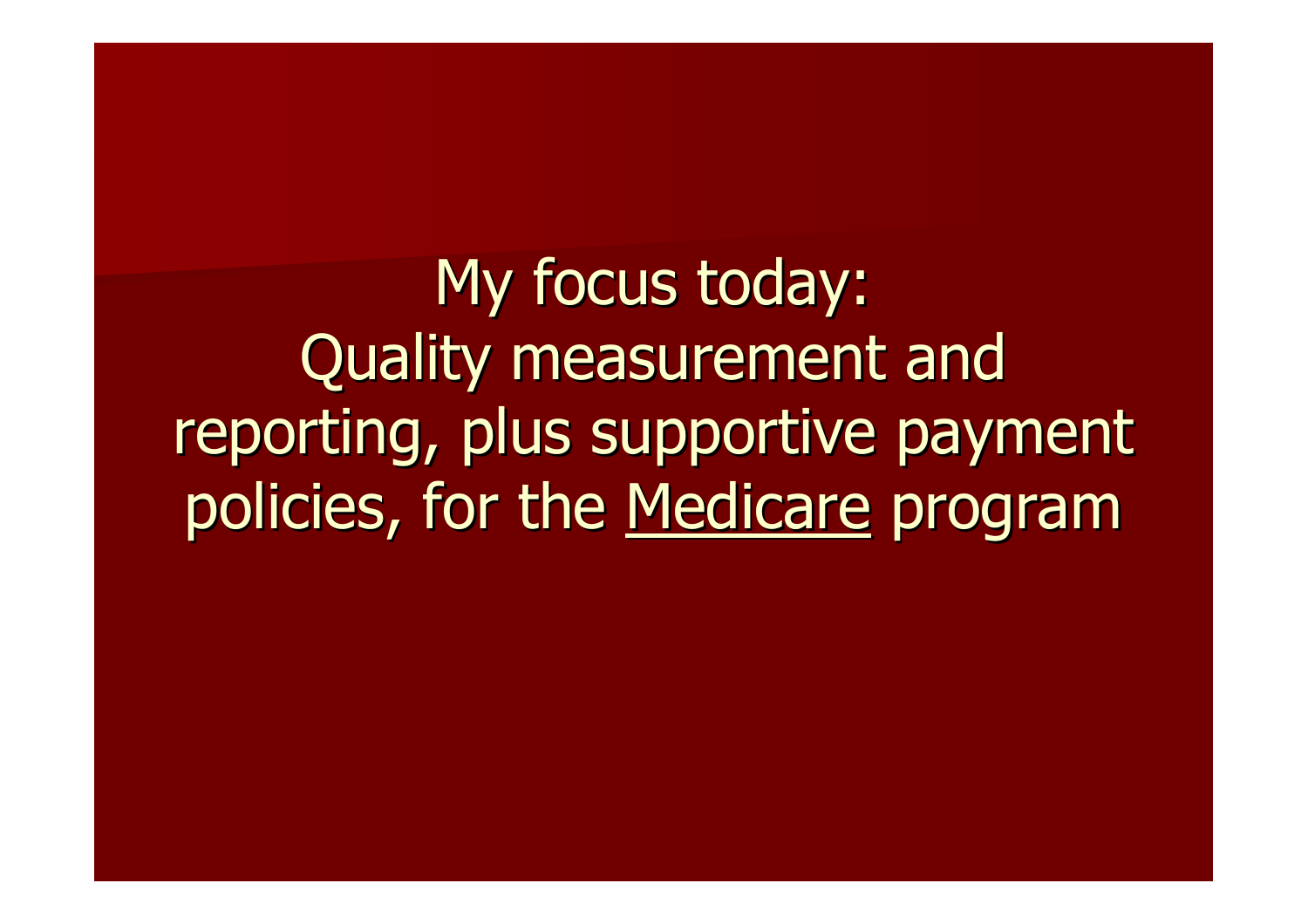My focus today:
Quality measurement and reporting, plus supportive payment policies, for the <u>Medicare</u> program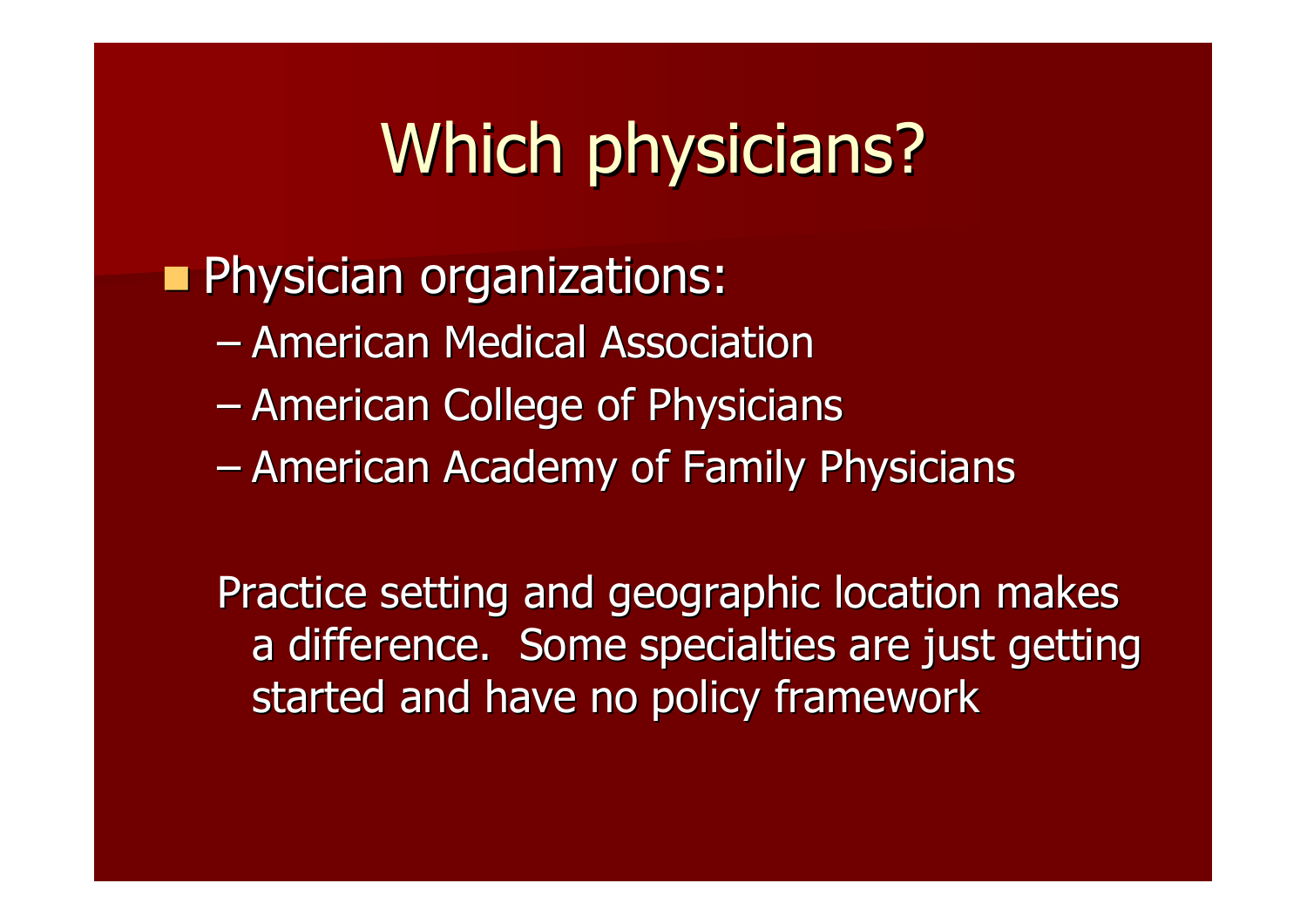# Which physicians?

- Physician organizations:
  - American Medical Association
  - American College of Physicians
  - American Academy of Family Physicians

Practice setting and geographic location makes a difference. Some specialties are just getting started and have no policy framework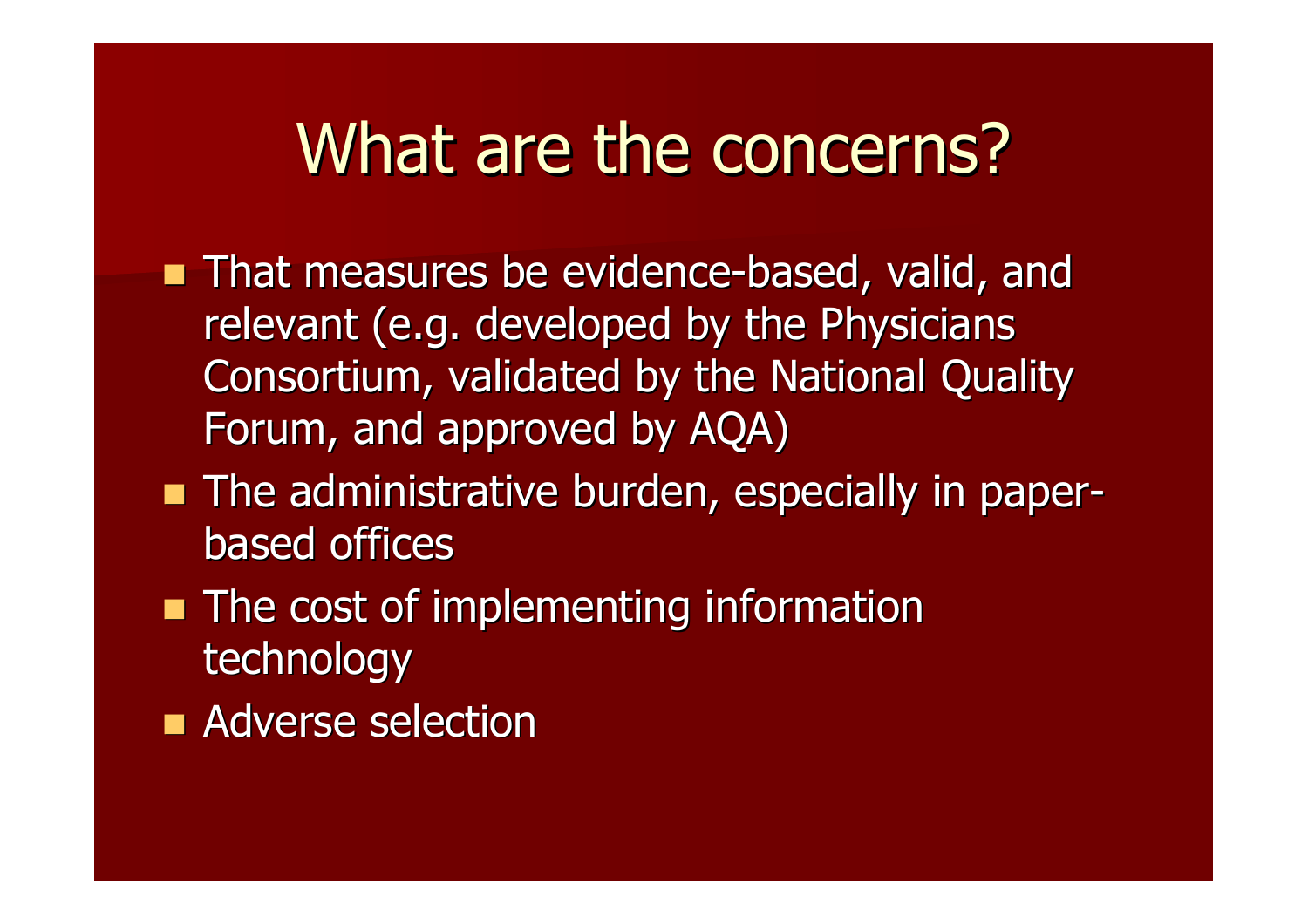# What are the concerns?

- That measures be evidence-based, valid, and relevant (e.g. developed by the Physicians Consortium, validated by the National Quality Forum, and approved by AQA)
- The administrative burden, especially in paper-based offices
- The cost of implementing information technology
- Adverse selection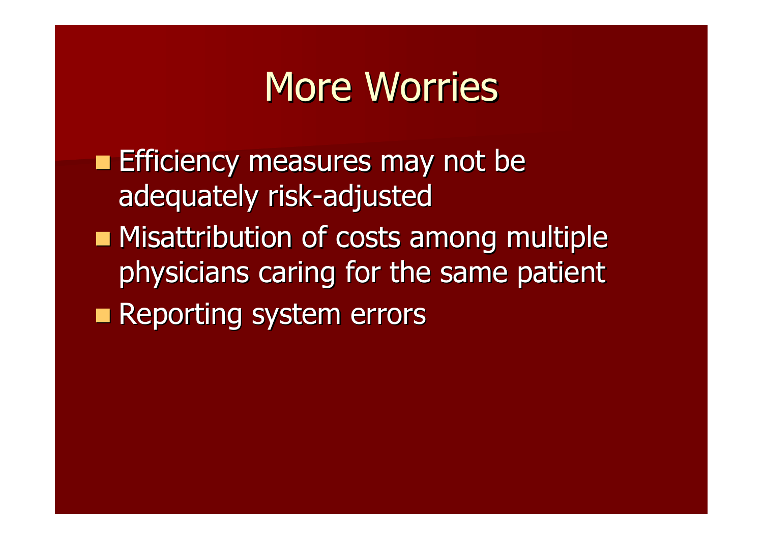# More Worries

- Efficiency measures may not be adequately risk-adjusted
- Misattribution of costs among multiple physicians caring for the same patient
- Reporting system errors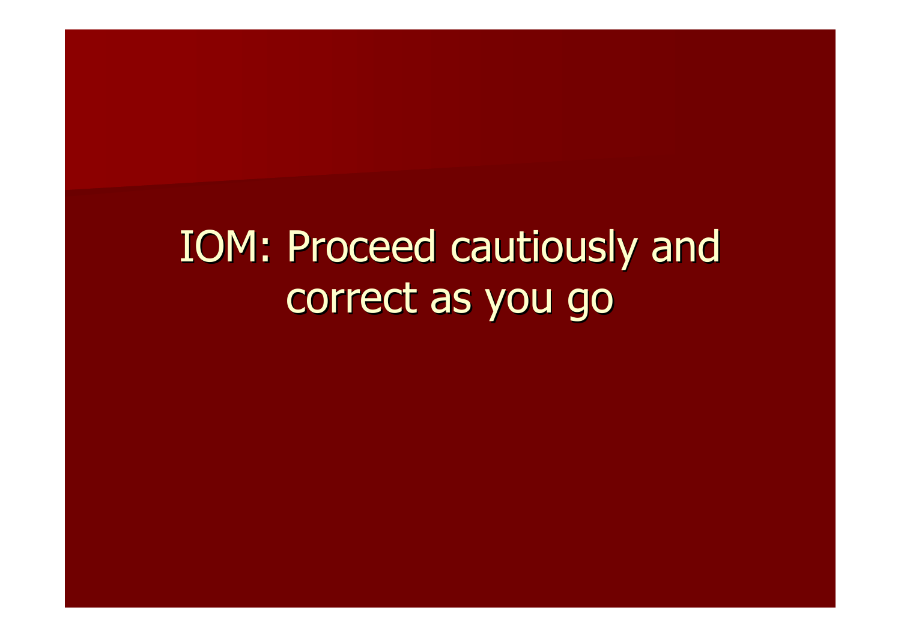# IOM: Proceed cautiously and correct as you go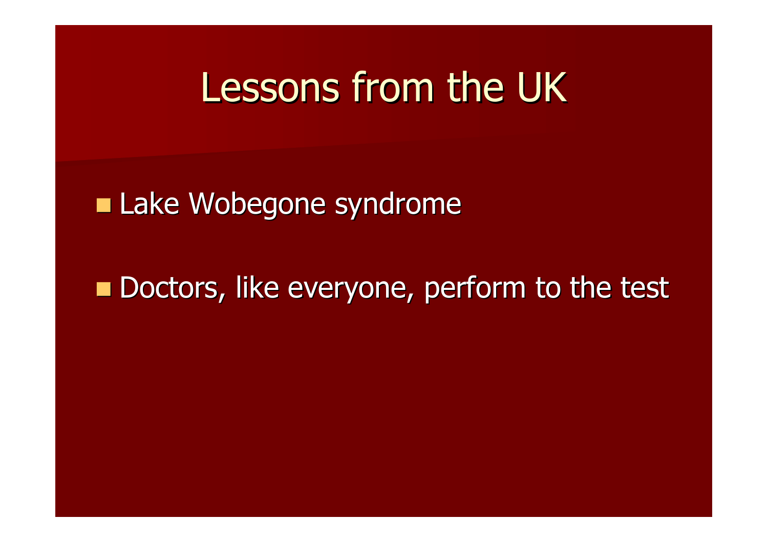# Lessons from the UK

- Lake Wobegone syndrome
- Doctors, like everyone, perform to the test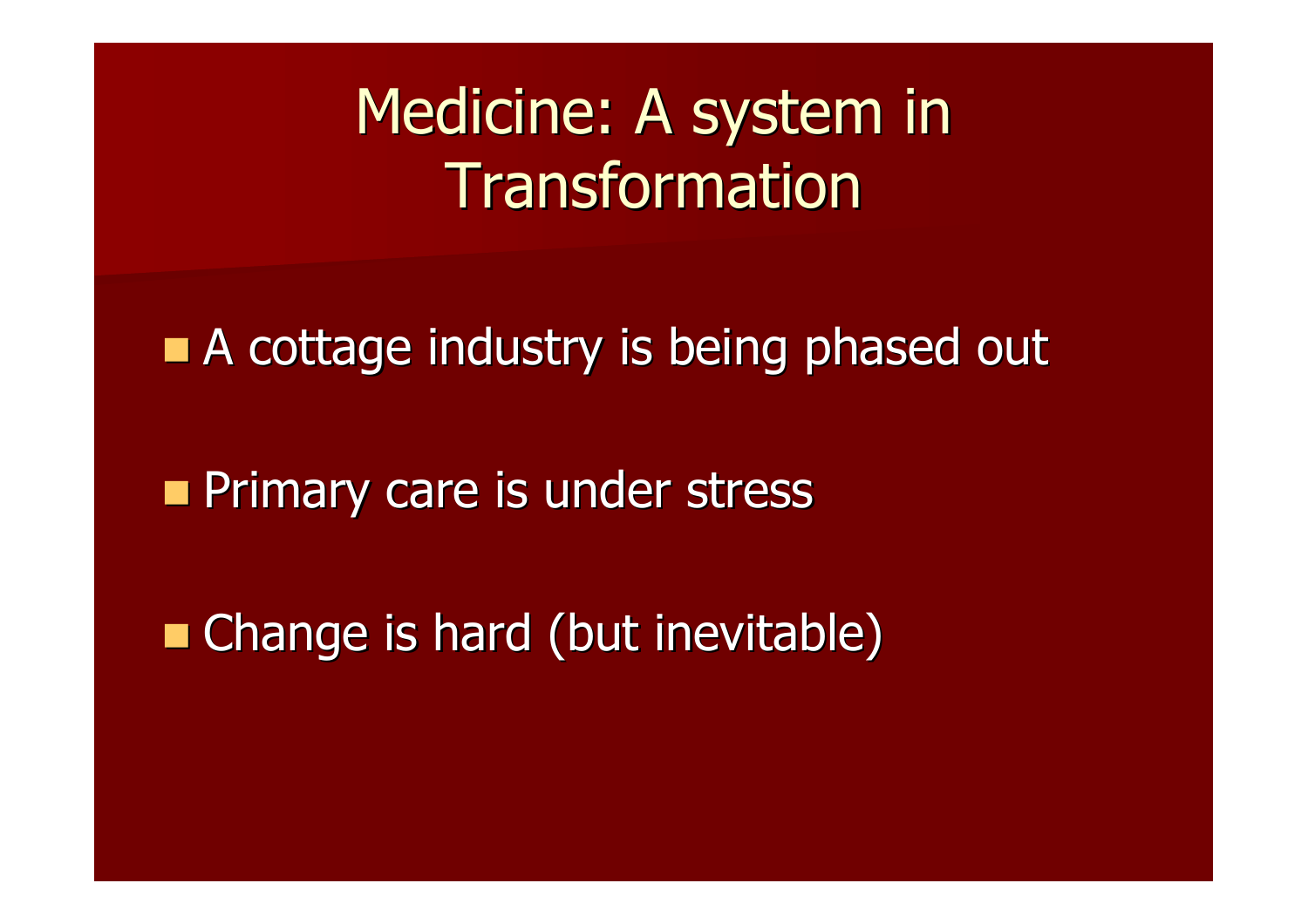# Medicine: A system in Transformation

- A cottage industry is being phased out
- Primary care is under stress
- Change is hard (but inevitable)